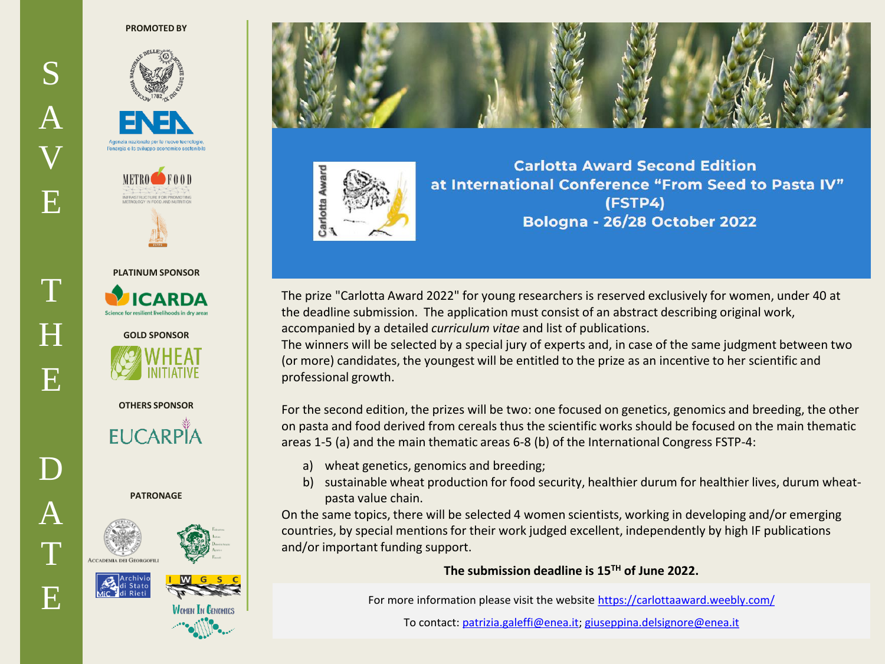# SAVE THE DATE

**PROMOTED BY**

ENEA
Agenzia nazionale per le nuove tecnologie, l'energia e lo sviluppo economico sostenibile

METROFOOD
INFRASTRUCTURE FOR PROMOTING METROLOGY IN FOOD AND NUTRITION

**PLATINUM SPONSOR**

ICARDA
Science for resilient livelihoods in dry areas

**GOLD SPONSOR**

WHEAT INITIATIVE

**OTHERS SPONSOR**

EUCARPIA

**PATRONAGE**

Accademia dei Georgofili

Archivio di Stato di Rieti

IWGSC

Women In Genomics

## Carlotta Award Second Edition at International Conference "From Seed to Pasta IV" (FSTP4) Bologna - 26/28 October 2022

The prize "Carlotta Award 2022" for young researchers is reserved exclusively for women, under 40 at the deadline submission. The application must consist of an abstract describing original work, accompanied by a detailed *curriculum vitae* and list of publications.

The winners will be selected by a special jury of experts and, in case of the same judgment between two (or more) candidates, the youngest will be entitled to the prize as an incentive to her scientific and professional growth.

For the second edition, the prizes will be two: one focused on genetics, genomics and breeding, the other on pasta and food derived from cereals thus the scientific works should be focused on the main thematic areas 1-5 (a) and the main thematic areas 6-8 (b) of the International Congress FSTP-4:

a) wheat genetics, genomics and breeding;
b) sustainable wheat production for food security, healthier durum for healthier lives, durum wheat-pasta value chain.

On the same topics, there will be selected 4 women scientists, working in developing and/or emerging countries, by special mentions for their work judged excellent, independently by high IF publications and/or important funding support.

**The submission deadline is 15TH of June 2022.**

For more information please visit the website https://carlottaaward.weebly.com/

To contact: patrizia.galeffi@enea.it; giuseppina.delsignore@enea.it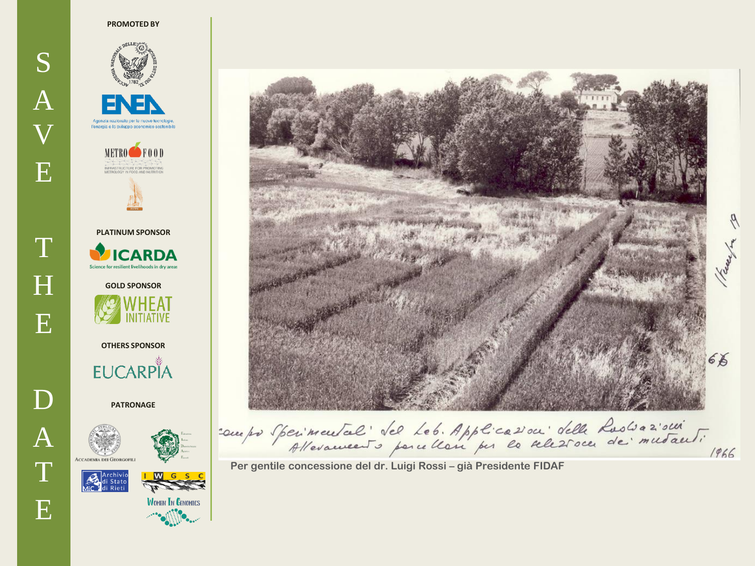S A V E T H E D A T E

**PROMOTED BY**

ENEA

Agenzia nazionale per le nuove tecnologie, l'energia e lo sviluppo economico sostenibile

METROFOOD

INFRASTRUCTURE FOR PROMOTING METROLOGY IN FOOD AND NUTRITION

**PLATINUM SPONSOR**

ICARDA

Science for resilient livelihoods in dry areas

**GOLD SPONSOR**

WHEAT INITIATIVE

**OTHERS SPONSOR**

EUCARPIA

**PATRONAGE**

Accademia dei Georgofili

Archivio di Stato di Rieti

IWGSC

Women In Genomics

Campo Sperimentale del Lab. Applicazioni delle Radiazioni
Allevamento parcellare per la selezione dei mutanti
1966

Per gentile concessione del dr. Luigi Rossi – già Presidente FIDAF